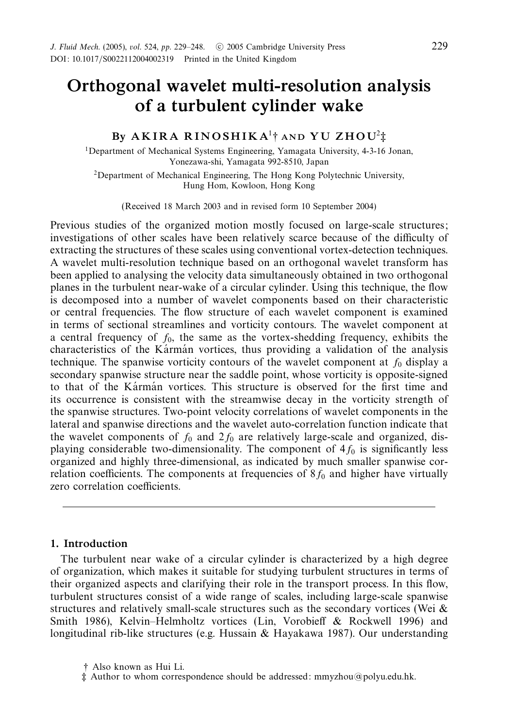# Orthogonal wavelet multi-resolution analysis of a turbulent cylinder wake

By AKIRA RINOSHIKA[1]† AND YU ZHOU[2]‡

[1]Department of Mechanical Systems Engineering, Yamagata University, 4-3-16 Jonan, Yonezawa-shi, Yamagata 992-8510, Japan

[2]Department of Mechanical Engineering, The Hong Kong Polytechnic University, Hung Hom, Kowloon, Hong Kong

(Received 18 March 2003 and in revised form 10 September 2004)

Previous studies of the organized motion mostly focused on large-scale structures; investigations of other scales have been relatively scarce because of the difficulty of extracting the structures of these scales using conventional vortex-detection techniques. A wavelet multi-resolution technique based on an orthogonal wavelet transform has been applied to analysing the velocity data simultaneously obtained in two orthogonal planes in the turbulent near-wake of a circular cylinder. Using this technique, the flow is decomposed into a number of wavelet components based on their characteristic or central frequencies. The flow structure of each wavelet component is examined in terms of sectional streamlines and vorticity contours. The wavelet component at a central frequency of $f_0$, the same as the vortex-shedding frequency, exhibits the characteristics of the Kármán vortices, thus providing a validation of the analysis technique. The spanwise vorticity contours of the wavelet component at $f_0$ display a secondary spanwise structure near the saddle point, whose vorticity is opposite-signed to that of the Kármán vortices. This structure is observed for the first time and its occurrence is consistent with the streamwise decay in the vorticity strength of the spanwise structures. Two-point velocity correlations of wavelet components in the lateral and spanwise directions and the wavelet auto-correlation function indicate that the wavelet components of $f_0$ and $2f_0$ are relatively large-scale and organized, displaying considerable two-dimensionality. The component of $4f_0$ is significantly less organized and highly three-dimensional, as indicated by much smaller spanwise correlation coefficients. The components at frequencies of $8f_0$ and higher have virtually zero correlation coefficients.

## 1. Introduction

The turbulent near wake of a circular cylinder is characterized by a high degree of organization, which makes it suitable for studying turbulent structures in terms of their organized aspects and clarifying their role in the transport process. In this flow, turbulent structures consist of a wide range of scales, including large-scale spanwise structures and relatively small-scale structures such as the secondary vortices (Wei & Smith 1986), Kelvin–Helmholtz vortices (Lin, Vorobieff & Rockwell 1996) and longitudinal rib-like structures (e.g. Hussain & Hayakawa 1987). Our understanding

† Also known as Hui Li.

‡ Author to whom correspondence should be addressed: mmyzhou@polyu.edu.hk.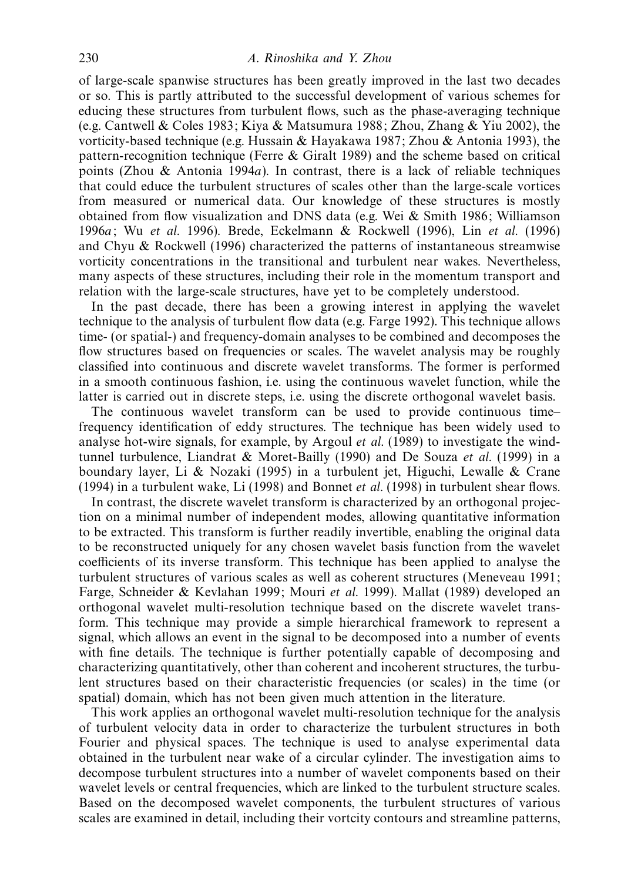of large-scale spanwise structures has been greatly improved in the last two decades or so. This is partly attributed to the successful development of various schemes for educing these structures from turbulent flows, such as the phase-averaging technique (e.g. Cantwell & Coles 1983; Kiya & Matsumura 1988; Zhou, Zhang & Yiu 2002), the vorticity-based technique (e.g. Hussain & Hayakawa 1987; Zhou & Antonia 1993), the pattern-recognition technique (Ferre & Giralt 1989) and the scheme based on critical points (Zhou & Antonia 1994*a*). In contrast, there is a lack of reliable techniques that could educe the turbulent structures of scales other than the large-scale vortices from measured or numerical data. Our knowledge of these structures is mostly obtained from flow visualization and DNS data (e.g. Wei & Smith 1986; Williamson 1996*a*; Wu *et al.* 1996). Brede, Eckelmann & Rockwell (1996), Lin *et al.* (1996) and Chyu & Rockwell (1996) characterized the patterns of instantaneous streamwise vorticity concentrations in the transitional and turbulent near wakes. Nevertheless, many aspects of these structures, including their role in the momentum transport and relation with the large-scale structures, have yet to be completely understood.

In the past decade, there has been a growing interest in applying the wavelet technique to the analysis of turbulent flow data (e.g. Farge 1992). This technique allows time- (or spatial-) and frequency-domain analyses to be combined and decomposes the flow structures based on frequencies or scales. The wavelet analysis may be roughly classified into continuous and discrete wavelet transforms. The former is performed in a smooth continuous fashion, i.e. using the continuous wavelet function, while the latter is carried out in discrete steps, i.e. using the discrete orthogonal wavelet basis.

The continuous wavelet transform can be used to provide continuous time–frequency identification of eddy structures. The technique has been widely used to analyse hot-wire signals, for example, by Argoul *et al.* (1989) to investigate the wind-tunnel turbulence, Liandrat & Moret-Bailly (1990) and De Souza *et al.* (1999) in a boundary layer, Li & Nozaki (1995) in a turbulent jet, Higuchi, Lewalle & Crane (1994) in a turbulent wake, Li (1998) and Bonnet *et al.* (1998) in turbulent shear flows.

In contrast, the discrete wavelet transform is characterized by an orthogonal projection on a minimal number of independent modes, allowing quantitative information to be extracted. This transform is further readily invertible, enabling the original data to be reconstructed uniquely for any chosen wavelet basis function from the wavelet coefficients of its inverse transform. This technique has been applied to analyse the turbulent structures of various scales as well as coherent structures (Meneveau 1991; Farge, Schneider & Kevlahan 1999; Mouri *et al.* 1999). Mallat (1989) developed an orthogonal wavelet multi-resolution technique based on the discrete wavelet transform. This technique may provide a simple hierarchical framework to represent a signal, which allows an event in the signal to be decomposed into a number of events with fine details. The technique is further potentially capable of decomposing and characterizing quantitatively, other than coherent and incoherent structures, the turbulent structures based on their characteristic frequencies (or scales) in the time (or spatial) domain, which has not been given much attention in the literature.

This work applies an orthogonal wavelet multi-resolution technique for the analysis of turbulent velocity data in order to characterize the turbulent structures in both Fourier and physical spaces. The technique is used to analyse experimental data obtained in the turbulent near wake of a circular cylinder. The investigation aims to decompose turbulent structures into a number of wavelet components based on their wavelet levels or central frequencies, which are linked to the turbulent structure scales. Based on the decomposed wavelet components, the turbulent structures of various scales are examined in detail, including their vortcity contours and streamline patterns,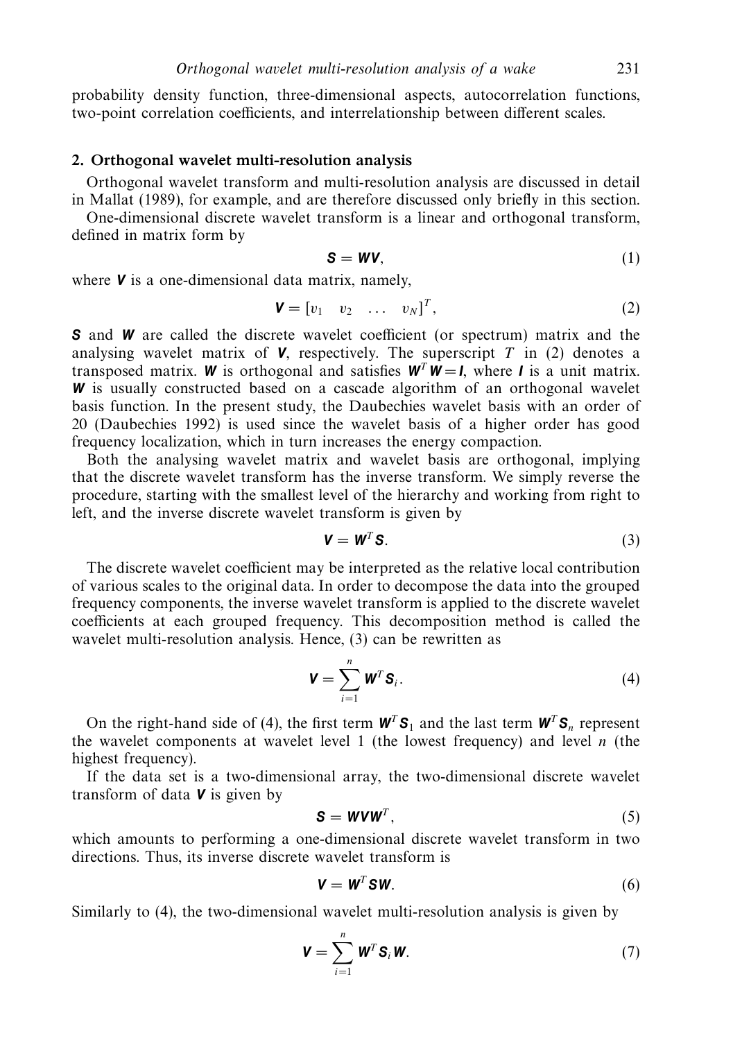probability density function, three-dimensional aspects, autocorrelation functions, two-point correlation coefficients, and interrelationship between different scales.

## 2. Orthogonal wavelet multi-resolution analysis

Orthogonal wavelet transform and multi-resolution analysis are discussed in detail in Mallat (1989), for example, and are therefore discussed only briefly in this section.

One-dimensional discrete wavelet transform is a linear and orthogonal transform, defined in matrix form by

$$\boldsymbol{S} = \boldsymbol{W}\boldsymbol{V}, \tag{1}$$

where $\boldsymbol{V}$ is a one-dimensional data matrix, namely,

$$\boldsymbol{V} = [v_1 \quad v_2 \quad \ldots \quad v_N]^T, \tag{2}$$

$\boldsymbol{S}$ and $\boldsymbol{W}$ are called the discrete wavelet coefficient (or spectrum) matrix and the analysing wavelet matrix of $\boldsymbol{V}$, respectively. The superscript $T$ in (2) denotes a transposed matrix. $\boldsymbol{W}$ is orthogonal and satisfies $\boldsymbol{W}^T\boldsymbol{W} = \boldsymbol{I}$, where $\boldsymbol{I}$ is a unit matrix. $\boldsymbol{W}$ is usually constructed based on a cascade algorithm of an orthogonal wavelet basis function. In the present study, the Daubechies wavelet basis with an order of 20 (Daubechies 1992) is used since the wavelet basis of a higher order has good frequency localization, which in turn increases the energy compaction.

Both the analysing wavelet matrix and wavelet basis are orthogonal, implying that the discrete wavelet transform has the inverse transform. We simply reverse the procedure, starting with the smallest level of the hierarchy and working from right to left, and the inverse discrete wavelet transform is given by

$$\boldsymbol{V} = \boldsymbol{W}^T\boldsymbol{S}. \tag{3}$$

The discrete wavelet coefficient may be interpreted as the relative local contribution of various scales to the original data. In order to decompose the data into the grouped frequency components, the inverse wavelet transform is applied to the discrete wavelet coefficients at each grouped frequency. This decomposition method is called the wavelet multi-resolution analysis. Hence, (3) can be rewritten as

$$\boldsymbol{V} = \sum_{i=1}^{n} \boldsymbol{W}^T\boldsymbol{S}_i. \tag{4}$$

On the right-hand side of (4), the first term $\boldsymbol{W}^T\boldsymbol{S}_1$ and the last term $\boldsymbol{W}^T\boldsymbol{S}_n$ represent the wavelet components at wavelet level 1 (the lowest frequency) and level $n$ (the highest frequency).

If the data set is a two-dimensional array, the two-dimensional discrete wavelet transform of data $\boldsymbol{V}$ is given by

$$\boldsymbol{S} = \boldsymbol{W}\boldsymbol{V}\boldsymbol{W}^T, \tag{5}$$

which amounts to performing a one-dimensional discrete wavelet transform in two directions. Thus, its inverse discrete wavelet transform is

$$\boldsymbol{V} = \boldsymbol{W}^T\boldsymbol{S}\boldsymbol{W}. \tag{6}$$

Similarly to (4), the two-dimensional wavelet multi-resolution analysis is given by

$$\boldsymbol{V} = \sum_{i=1}^{n} \boldsymbol{W}^T\boldsymbol{S}_i\boldsymbol{W}. \tag{7}$$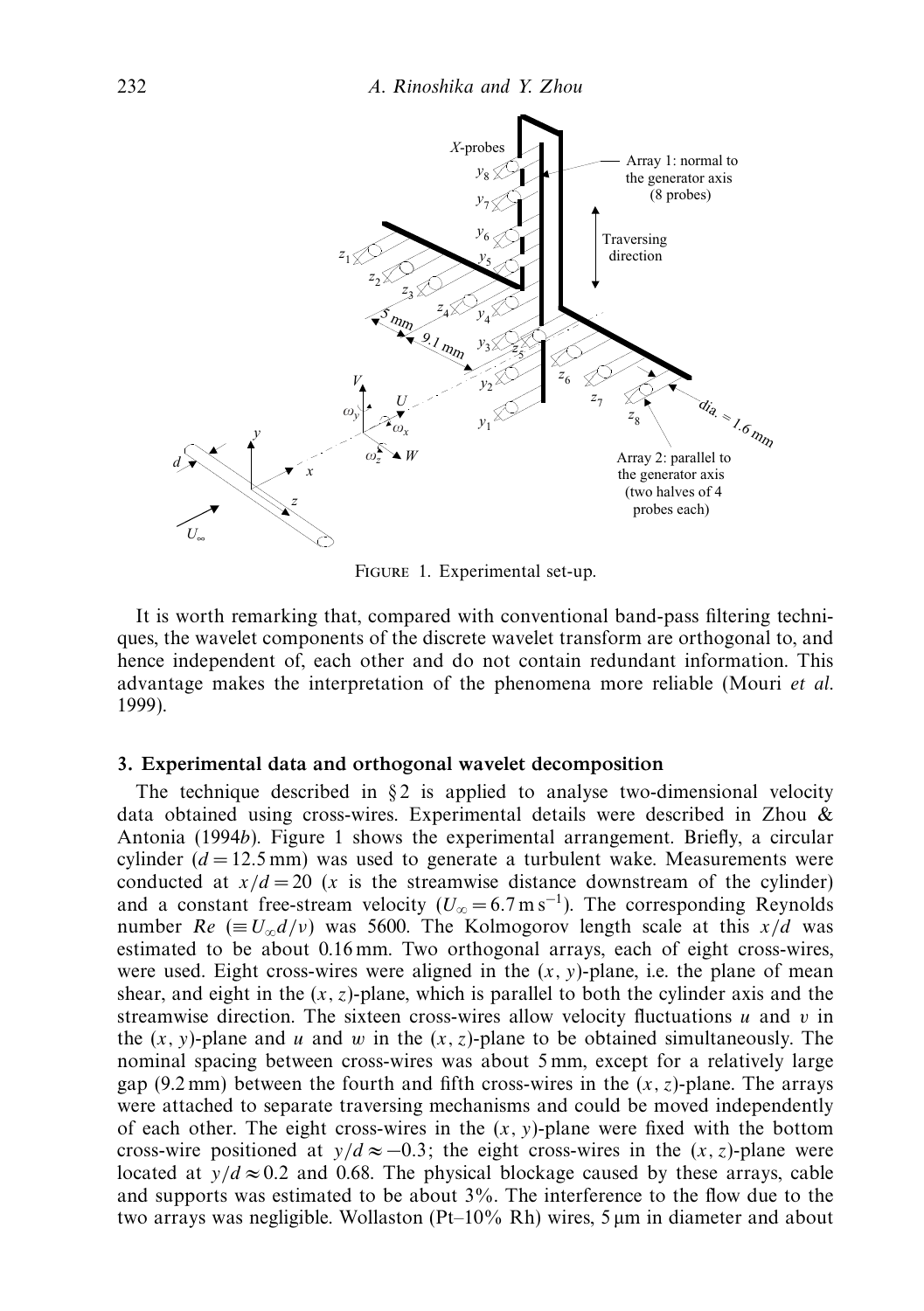FIGURE 1. Experimental set-up.

It is worth remarking that, compared with conventional band-pass filtering techniques, the wavelet components of the discrete wavelet transform are orthogonal to, and hence independent of, each other and do not contain redundant information. This advantage makes the interpretation of the phenomena more reliable (Mouri *et al.* 1999).

## 3. Experimental data and orthogonal wavelet decomposition

The technique described in §2 is applied to analyse two-dimensional velocity data obtained using cross-wires. Experimental details were described in Zhou & Antonia (1994*b*). Figure 1 shows the experimental arrangement. Briefly, a circular cylinder ($d = 12.5$ mm) was used to generate a turbulent wake. Measurements were conducted at $x/d = 20$ ($x$ is the streamwise distance downstream of the cylinder) and a constant free-stream velocity ($U_\infty = 6.7\,\mathrm{m\,s^{-1}}$). The corresponding Reynolds number $Re$ ($\equiv U_\infty d/\nu$) was 5600. The Kolmogorov length scale at this $x/d$ was estimated to be about 0.16 mm. Two orthogonal arrays, each of eight cross-wires, were used. Eight cross-wires were aligned in the $(x, y)$-plane, i.e. the plane of mean shear, and eight in the $(x, z)$-plane, which is parallel to both the cylinder axis and the streamwise direction. The sixteen cross-wires allow velocity fluctuations $u$ and $v$ in the $(x, y)$-plane and $u$ and $w$ in the $(x, z)$-plane to be obtained simultaneously. The nominal spacing between cross-wires was about 5 mm, except for a relatively large gap (9.2 mm) between the fourth and fifth cross-wires in the $(x, z)$-plane. The arrays were attached to separate traversing mechanisms and could be moved independently of each other. The eight cross-wires in the $(x, y)$-plane were fixed with the bottom cross-wire positioned at $y/d \approx -0.3$; the eight cross-wires in the $(x, z)$-plane were located at $y/d \approx 0.2$ and 0.68. The physical blockage caused by these arrays, cable and supports was estimated to be about 3%. The interference to the flow due to the two arrays was negligible. Wollaston (Pt–10% Rh) wires, 5 μm in diameter and about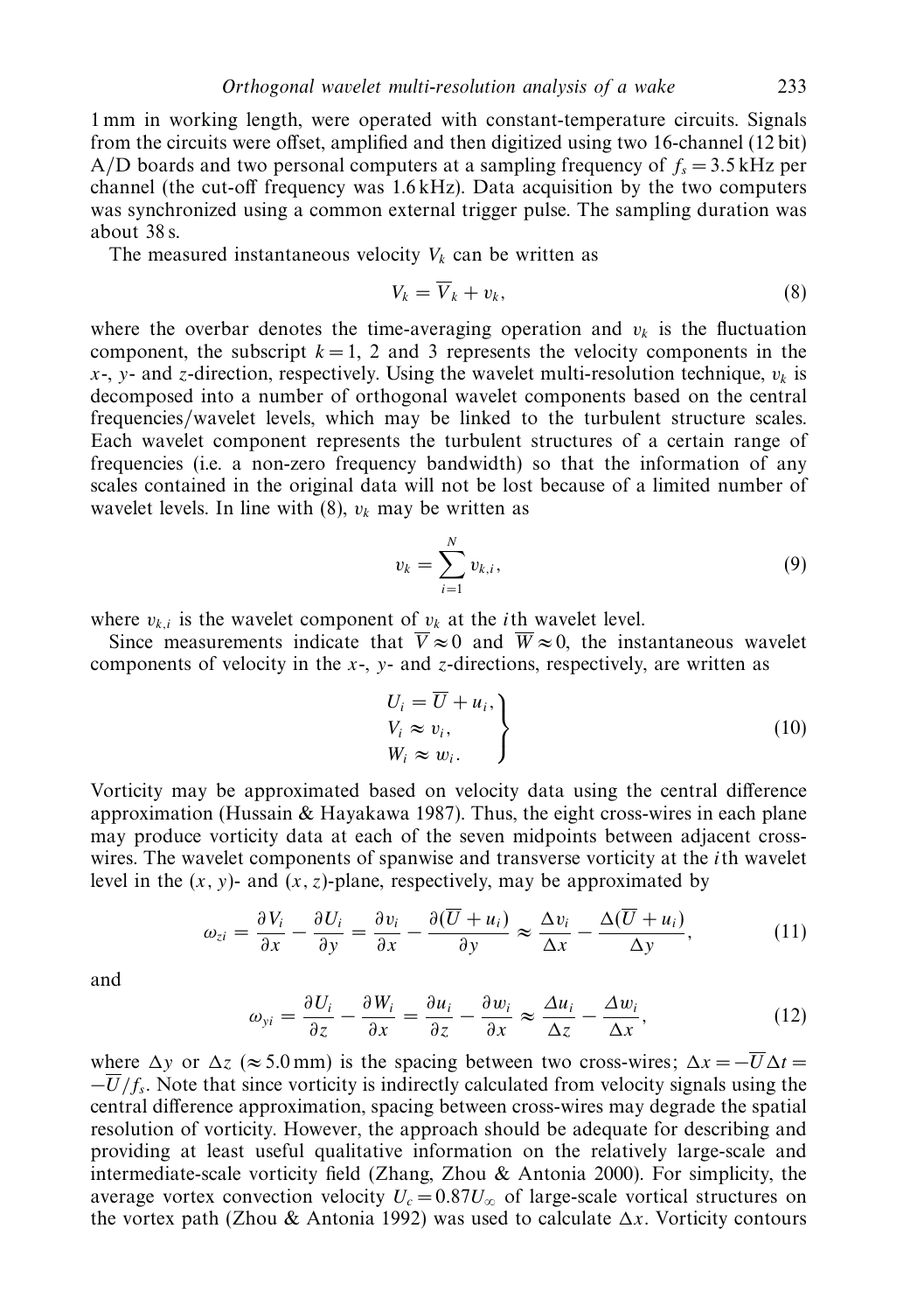1 mm in working length, were operated with constant-temperature circuits. Signals from the circuits were offset, amplified and then digitized using two 16-channel (12 bit) A/D boards and two personal computers at a sampling frequency of $f_s = 3.5$ kHz per channel (the cut-off frequency was 1.6 kHz). Data acquisition by the two computers was synchronized using a common external trigger pulse. The sampling duration was about 38 s.

The measured instantaneous velocity $V_k$ can be written as

$$V_k = \overline{V}_k + v_k, \tag{8}$$

where the overbar denotes the time-averaging operation and $v_k$ is the fluctuation component, the subscript $k = 1$, 2 and 3 represents the velocity components in the $x$-, $y$- and $z$-direction, respectively. Using the wavelet multi-resolution technique, $v_k$ is decomposed into a number of orthogonal wavelet components based on the central frequencies/wavelet levels, which may be linked to the turbulent structure scales. Each wavelet component represents the turbulent structures of a certain range of frequencies (i.e. a non-zero frequency bandwidth) so that the information of any scales contained in the original data will not be lost because of a limited number of wavelet levels. In line with (8), $v_k$ may be written as

$$v_k = \sum_{i=1}^{N} v_{k,i}, \tag{9}$$

where $v_{k,i}$ is the wavelet component of $v_k$ at the $i$th wavelet level.

Since measurements indicate that $\overline{V} \approx 0$ and $\overline{W} \approx 0$, the instantaneous wavelet components of velocity in the $x$-, $y$- and $z$-directions, respectively, are written as

$$\left.\begin{aligned} U_i &= \overline{U} + u_i, \\ V_i &\approx v_i, \\ W_i &\approx w_i. \end{aligned}\right\} \tag{10}$$

Vorticity may be approximated based on velocity data using the central difference approximation (Hussain & Hayakawa 1987). Thus, the eight cross-wires in each plane may produce vorticity data at each of the seven midpoints between adjacent cross-wires. The wavelet components of spanwise and transverse vorticity at the $i$th wavelet level in the $(x, y)$- and $(x, z)$-plane, respectively, may be approximated by

$$\omega_{zi} = \frac{\partial V_i}{\partial x} - \frac{\partial U_i}{\partial y} = \frac{\partial v_i}{\partial x} - \frac{\partial(\overline{U} + u_i)}{\partial y} \approx \frac{\Delta v_i}{\Delta x} - \frac{\Delta(\overline{U} + u_i)}{\Delta y}, \tag{11}$$

and

$$\omega_{yi} = \frac{\partial U_i}{\partial z} - \frac{\partial W_i}{\partial x} = \frac{\partial u_i}{\partial z} - \frac{\partial w_i}{\partial x} \approx \frac{\Delta u_i}{\Delta z} - \frac{\Delta w_i}{\Delta x}, \tag{12}$$

where $\Delta y$ or $\Delta z$ ($\approx 5.0$ mm) is the spacing between two cross-wires; $\Delta x = -\overline{U}\Delta t = -\overline{U}/f_s$. Note that since vorticity is indirectly calculated from velocity signals using the central difference approximation, spacing between cross-wires may degrade the spatial resolution of vorticity. However, the approach should be adequate for describing and providing at least useful qualitative information on the relatively large-scale and intermediate-scale vorticity field (Zhang, Zhou & Antonia 2000). For simplicity, the average vortex convection velocity $U_c = 0.87U_\infty$ of large-scale vortical structures on the vortex path (Zhou & Antonia 1992) was used to calculate $\Delta x$. Vorticity contours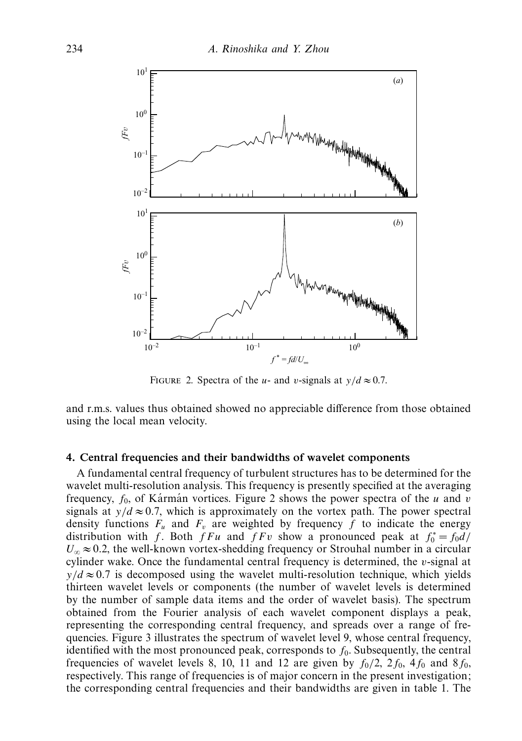FIGURE 2. Spectra of the $u$- and $v$-signals at $y/d \approx 0.7$.

and r.m.s. values thus obtained showed no appreciable difference from those obtained using the local mean velocity.

### 4. Central frequencies and their bandwidths of wavelet components

A fundamental central frequency of turbulent structures has to be determined for the wavelet multi-resolution analysis. This frequency is presently specified at the averaging frequency, $f_0$, of Kármán vortices. Figure 2 shows the power spectra of the $u$ and $v$ signals at $y/d \approx 0.7$, which is approximately on the vortex path. The power spectral density functions $F_u$ and $F_v$ are weighted by frequency $f$ to indicate the energy distribution with $f$. Both $fFu$ and $fFv$ show a pronounced peak at $f_0^* = f_0 d/U_\infty \approx 0.2$, the well-known vortex-shedding frequency or Strouhal number in a circular cylinder wake. Once the fundamental central frequency is determined, the $v$-signal at $y/d \approx 0.7$ is decomposed using the wavelet multi-resolution technique, which yields thirteen wavelet levels or components (the number of wavelet levels is determined by the number of sample data items and the order of wavelet basis). The spectrum obtained from the Fourier analysis of each wavelet component displays a peak, representing the corresponding central frequency, and spreads over a range of frequencies. Figure 3 illustrates the spectrum of wavelet level 9, whose central frequency, identified with the most pronounced peak, corresponds to $f_0$. Subsequently, the central frequencies of wavelet levels 8, 10, 11 and 12 are given by $f_0/2$, $2f_0$, $4f_0$ and $8f_0$, respectively. This range of frequencies is of major concern in the present investigation; the corresponding central frequencies and their bandwidths are given in table 1. The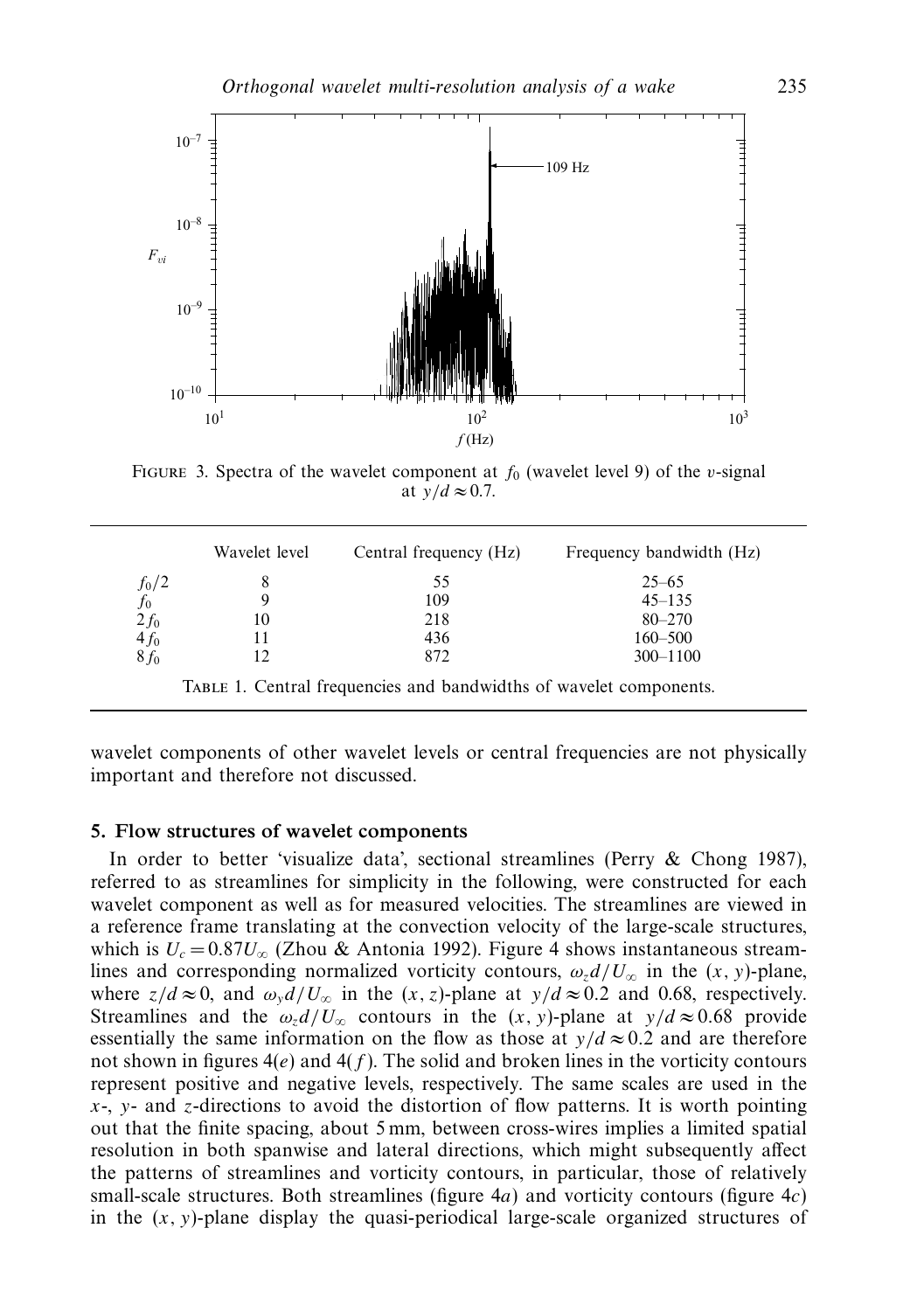FIGURE 3. Spectra of the wavelet component at $f_0$ (wavelet level 9) of the $v$-signal at $y/d \approx 0.7$.

| | Wavelet level | Central frequency (Hz) | Frequency bandwidth (Hz) |
|---|---|---|---|
| $f_0/2$ | 8 | 55 | 25–65 |
| $f_0$ | 9 | 109 | 45–135 |
| $2f_0$ | 10 | 218 | 80–270 |
| $4f_0$ | 11 | 436 | 160–500 |
| $8f_0$ | 12 | 872 | 300–1100 |

TABLE 1. Central frequencies and bandwidths of wavelet components.

wavelet components of other wavelet levels or central frequencies are not physically important and therefore not discussed.

## 5. Flow structures of wavelet components

In order to better 'visualize data', sectional streamlines (Perry & Chong 1987), referred to as streamlines for simplicity in the following, were constructed for each wavelet component as well as for measured velocities. The streamlines are viewed in a reference frame translating at the convection velocity of the large-scale structures, which is $U_c = 0.87U_\infty$ (Zhou & Antonia 1992). Figure 4 shows instantaneous streamlines and corresponding normalized vorticity contours, $\omega_z d/U_\infty$ in the $(x, y)$-plane, where $z/d \approx 0$, and $\omega_y d/U_\infty$ in the $(x, z)$-plane at $y/d \approx 0.2$ and 0.68, respectively. Streamlines and the $\omega_z d/U_\infty$ contours in the $(x, y)$-plane at $y/d \approx 0.68$ provide essentially the same information on the flow as those at $y/d \approx 0.2$ and are therefore not shown in figures 4($e$) and 4($f$). The solid and broken lines in the vorticity contours represent positive and negative levels, respectively. The same scales are used in the $x$-, $y$- and $z$-directions to avoid the distortion of flow patterns. It is worth pointing out that the finite spacing, about 5 mm, between cross-wires implies a limited spatial resolution in both spanwise and lateral directions, which might subsequently affect the patterns of streamlines and vorticity contours, in particular, those of relatively small-scale structures. Both streamlines (figure 4$a$) and vorticity contours (figure 4$c$) in the $(x, y)$-plane display the quasi-periodical large-scale organized structures of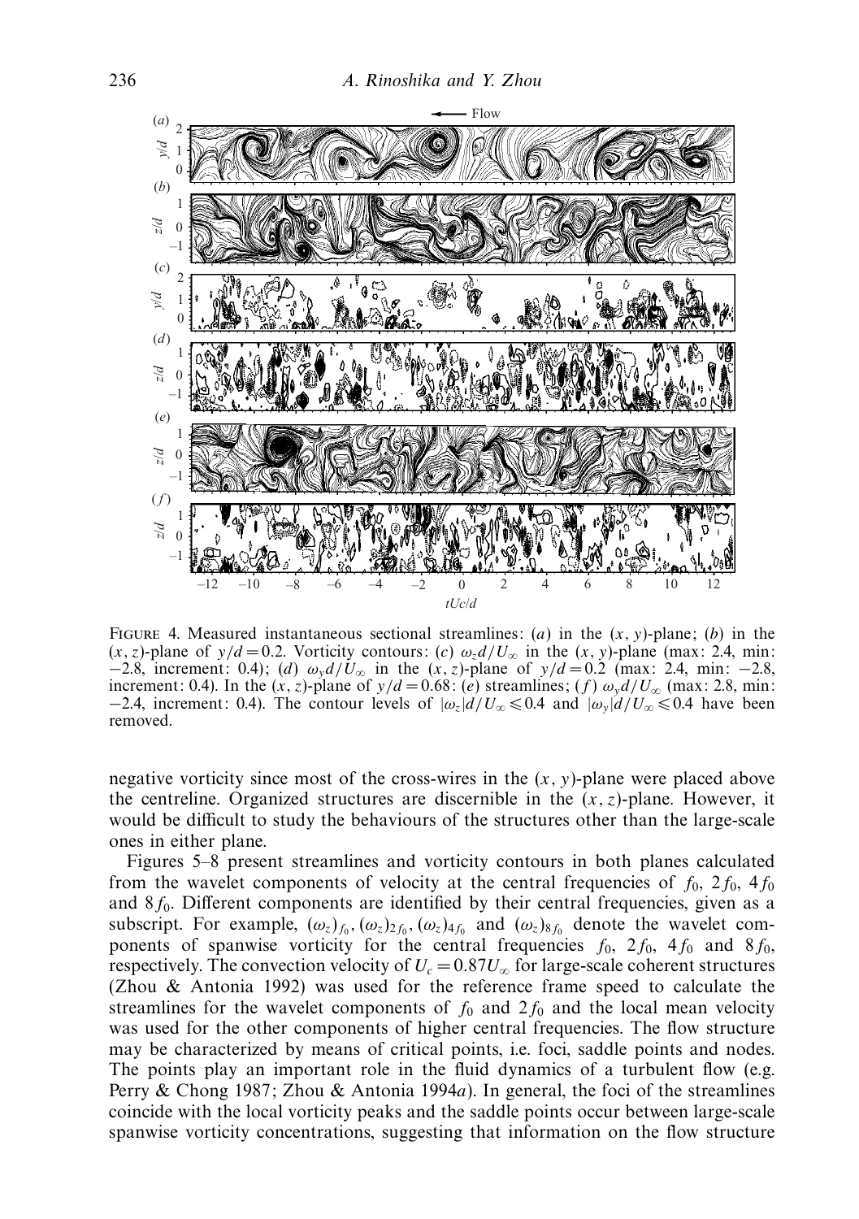FIGURE 4. Measured instantaneous sectional streamlines: (*a*) in the $(x, y)$-plane; (*b*) in the $(x, z)$-plane of $y/d = 0.2$. Vorticity contours: (*c*) $\omega_z d/U_\infty$ in the $(x, y)$-plane (max: 2.4, min: −2.8, increment: 0.4); (*d*) $\omega_y d/U_\infty$ in the $(x, z)$-plane of $y/d = 0.2$ (max: 2.4, min: −2.8, increment: 0.4). In the $(x, z)$-plane of $y/d = 0.68$: (*e*) streamlines; (*f*) $\omega_y d/U_\infty$ (max: 2.8, min: −2.4, increment: 0.4). The contour levels of $|\omega_z| d/U_\infty \leqslant 0.4$ and $|\omega_y| d/U_\infty \leqslant 0.4$ have been removed.

negative vorticity since most of the cross-wires in the $(x, y)$-plane were placed above the centreline. Organized structures are discernible in the $(x, z)$-plane. However, it would be difficult to study the behaviours of the structures other than the large-scale ones in either plane.

Figures 5–8 present streamlines and vorticity contours in both planes calculated from the wavelet components of velocity at the central frequencies of $f_0$, $2f_0$, $4f_0$ and $8f_0$. Different components are identified by their central frequencies, given as a subscript. For example, $(\omega_z)_{f_0}, (\omega_z)_{2f_0}, (\omega_z)_{4f_0}$ and $(\omega_z)_{8f_0}$ denote the wavelet components of spanwise vorticity for the central frequencies $f_0$, $2f_0$, $4f_0$ and $8f_0$, respectively. The convection velocity of $U_c = 0.87U_\infty$ for large-scale coherent structures (Zhou & Antonia 1992) was used for the reference frame speed to calculate the streamlines for the wavelet components of $f_0$ and $2f_0$ and the local mean velocity was used for the other components of higher central frequencies. The flow structure may be characterized by means of critical points, i.e. foci, saddle points and nodes. The points play an important role in the fluid dynamics of a turbulent flow (e.g. Perry & Chong 1987; Zhou & Antonia 1994*a*). In general, the foci of the streamlines coincide with the local vorticity peaks and the saddle points occur between large-scale spanwise vorticity concentrations, suggesting that information on the flow structure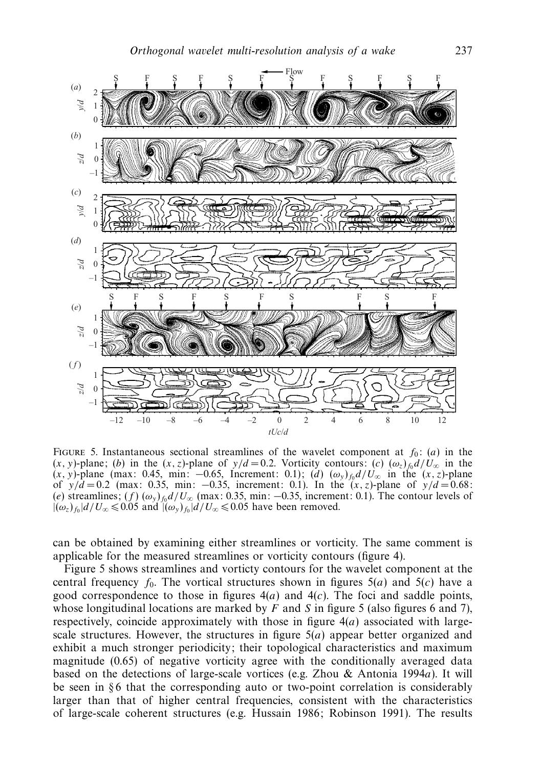FIGURE 5. Instantaneous sectional streamlines of the wavelet component at $f_0$: (*a*) in the $(x, y)$-plane; (*b*) in the $(x, z)$-plane of $y/d = 0.2$. Vorticity contours: (*c*) $(\omega_z)_{f_0} d/U_\infty$ in the $(x, y)$-plane (max: 0.45, min: −0.65, Increment: 0.1); (*d*) $(\omega_y)_{f_0} d/U_\infty$ in the $(x, z)$-plane of $y/d = 0.2$ (max: 0.35, min: −0.35, increment: 0.1). In the $(x, z)$-plane of $y/d = 0.68$: (*e*) streamlines; (*f*) $(\omega_y)_{f_0} d/U_\infty$ (max: 0.35, min: −0.35, increment: 0.1). The contour levels of $|(\omega_z)_{f_0}| d/U_\infty \leqslant 0.05$ and $|(\omega_y)_{f_0}| d/U_\infty \leqslant 0.05$ have been removed.

can be obtained by examining either streamlines or vorticity. The same comment is applicable for the measured streamlines or vorticity contours (figure 4).

Figure 5 shows streamlines and vorticty contours for the wavelet component at the central frequency $f_0$. The vortical structures shown in figures 5(*a*) and 5(*c*) have a good correspondence to those in figures 4(*a*) and 4(*c*). The foci and saddle points, whose longitudinal locations are marked by *F* and *S* in figure 5 (also figures 6 and 7), respectively, coincide approximately with those in figure 4(*a*) associated with large-scale structures. However, the structures in figure 5(*a*) appear better organized and exhibit a much stronger periodicity; their topological characteristics and maximum magnitude (0.65) of negative vorticity agree with the conditionally averaged data based on the detections of large-scale vortices (e.g. Zhou & Antonia 1994*a*). It will be seen in § 6 that the corresponding auto or two-point correlation is considerably larger than that of higher central frequencies, consistent with the characteristics of large-scale coherent structures (e.g. Hussain 1986; Robinson 1991). The results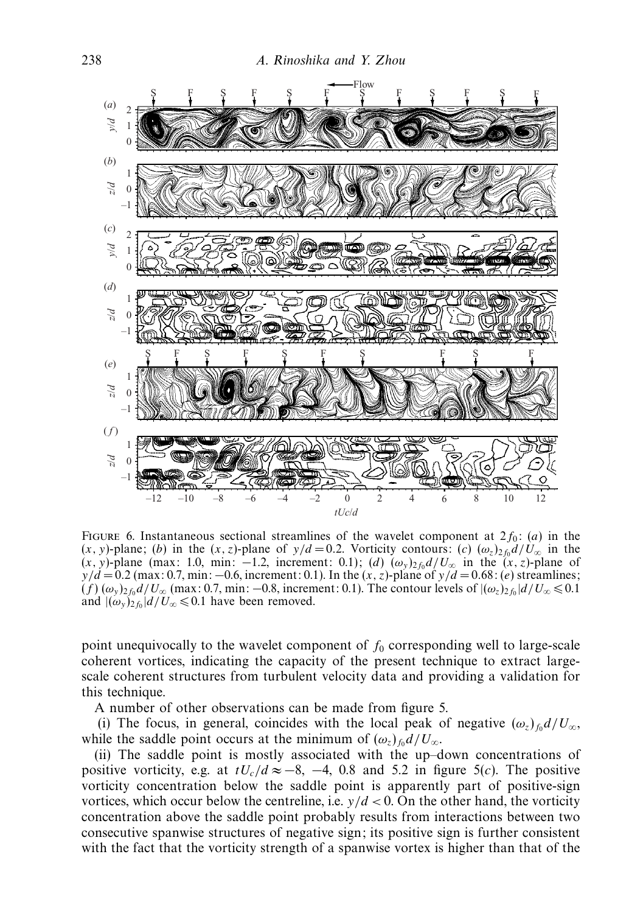FIGURE 6. Instantaneous sectional streamlines of the wavelet component at $2f_0$: (*a*) in the $(x, y)$-plane; (*b*) in the $(x, z)$-plane of $y/d = 0.2$. Vorticity contours: (*c*) $(\omega_z)_{2f_0}d/U_\infty$ in the $(x, y)$-plane (max: 1.0, min: −1.2, increment: 0.1); (*d*) $(\omega_y)_{2f_0}d/U_\infty$ in the $(x, z)$-plane of $y/d = 0.2$ (max: 0.7, min: −0.6, increment: 0.1). In the $(x, z)$-plane of $y/d = 0.68$: (*e*) streamlines; (*f*) $(\omega_y)_{2f_0}d/U_\infty$ (max: 0.7, min: −0.8, increment: 0.1). The contour levels of $|(\omega_z)_{2f_0}|d/U_\infty \leqslant 0.1$ and $|(\omega_y)_{2f_0}|d/U_\infty \leqslant 0.1$ have been removed.

point unequivocally to the wavelet component of $f_0$ corresponding well to large-scale coherent vortices, indicating the capacity of the present technique to extract large-scale coherent structures from turbulent velocity data and providing a validation for this technique.

A number of other observations can be made from figure 5.

(i) The focus, in general, coincides with the local peak of negative $(\omega_z)_{f_0}d/U_\infty$, while the saddle point occurs at the minimum of $(\omega_z)_{f_0}d/U_\infty$.

(ii) The saddle point is mostly associated with the up–down concentrations of positive vorticity, e.g. at $tU_c/d \approx -8$, $-4$, 0.8 and 5.2 in figure 5(*c*). The positive vorticity concentration below the saddle point is apparently part of positive-sign vortices, which occur below the centreline, i.e. $y/d < 0$. On the other hand, the vorticity concentration above the saddle point probably results from interactions between two consecutive spanwise structures of negative sign; its positive sign is further consistent with the fact that the vorticity strength of a spanwise vortex is higher than that of the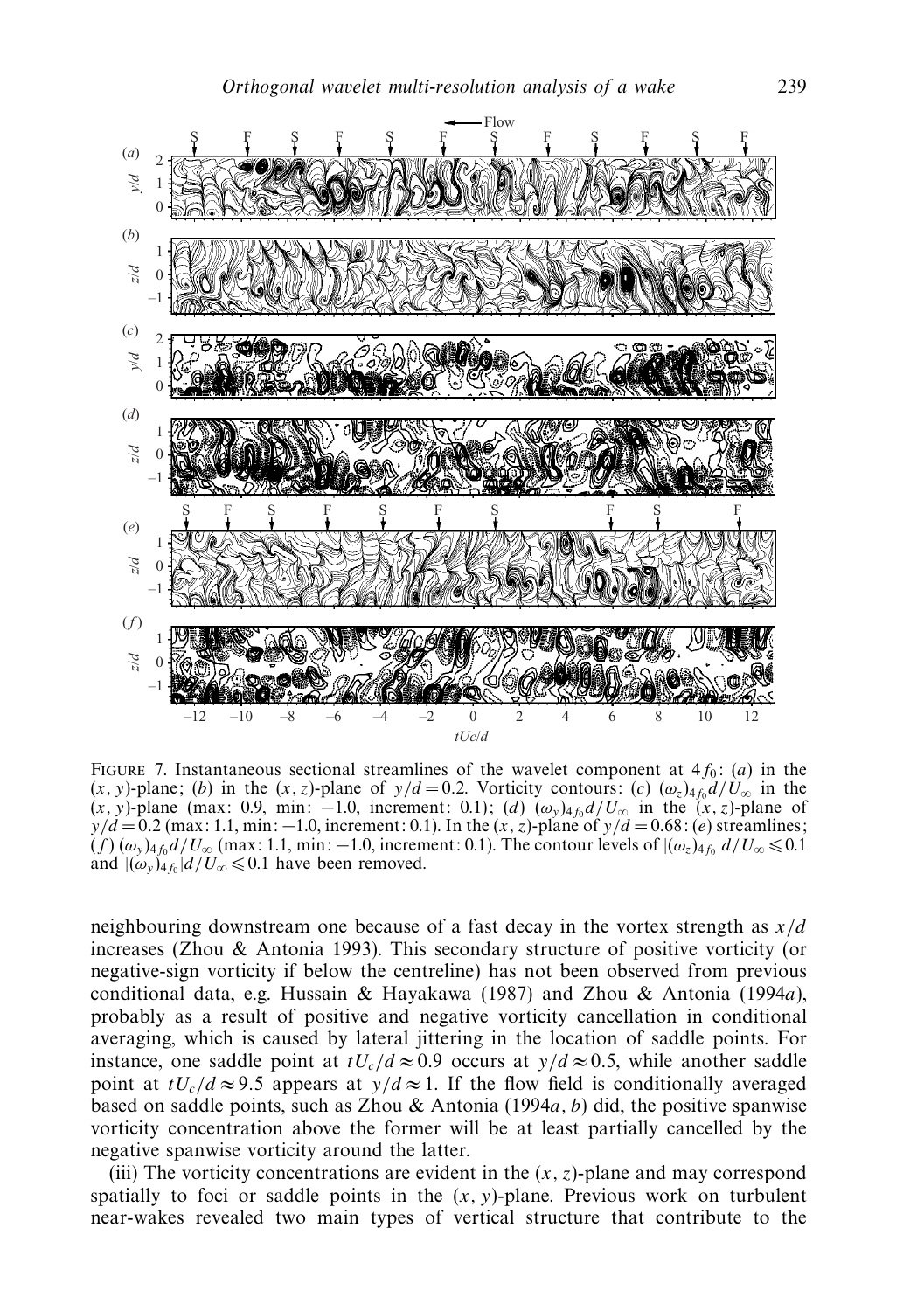FIGURE 7. Instantaneous sectional streamlines of the wavelet component at $4f_0$: (*a*) in the $(x, y)$-plane; (*b*) in the $(x, z)$-plane of $y/d = 0.2$. Vorticity contours: (*c*) $(\omega_z)_{4f_0}d/U_\infty$ in the $(x, y)$-plane (max: 0.9, min: −1.0, increment: 0.1); (*d*) $(\omega_y)_{4f_0}d/U_\infty$ in the $(x, z)$-plane of $y/d = 0.2$ (max: 1.1, min: −1.0, increment: 0.1). In the $(x, z)$-plane of $y/d = 0.68$: (*e*) streamlines; (*f*) $(\omega_y)_{4f_0}d/U_\infty$ (max: 1.1, min: −1.0, increment: 0.1). The contour levels of $|(\omega_z)_{4f_0}|d/U_\infty \leqslant 0.1$ and $|(\omega_y)_{4f_0}|d/U_\infty \leqslant 0.1$ have been removed.

neighbouring downstream one because of a fast decay in the vortex strength as $x/d$ increases (Zhou & Antonia 1993). This secondary structure of positive vorticity (or negative-sign vorticity if below the centreline) has not been observed from previous conditional data, e.g. Hussain & Hayakawa (1987) and Zhou & Antonia (1994*a*), probably as a result of positive and negative vorticity cancellation in conditional averaging, which is caused by lateral jittering in the location of saddle points. For instance, one saddle point at $tU_c/d \approx 0.9$ occurs at $y/d \approx 0.5$, while another saddle point at $tU_c/d \approx 9.5$ appears at $y/d \approx 1$. If the flow field is conditionally averaged based on saddle points, such as Zhou & Antonia (1994*a*, *b*) did, the positive spanwise vorticity concentration above the former will be at least partially cancelled by the negative spanwise vorticity around the latter.

(iii) The vorticity concentrations are evident in the $(x, z)$-plane and may correspond spatially to foci or saddle points in the $(x, y)$-plane. Previous work on turbulent near-wakes revealed two main types of vertical structure that contribute to the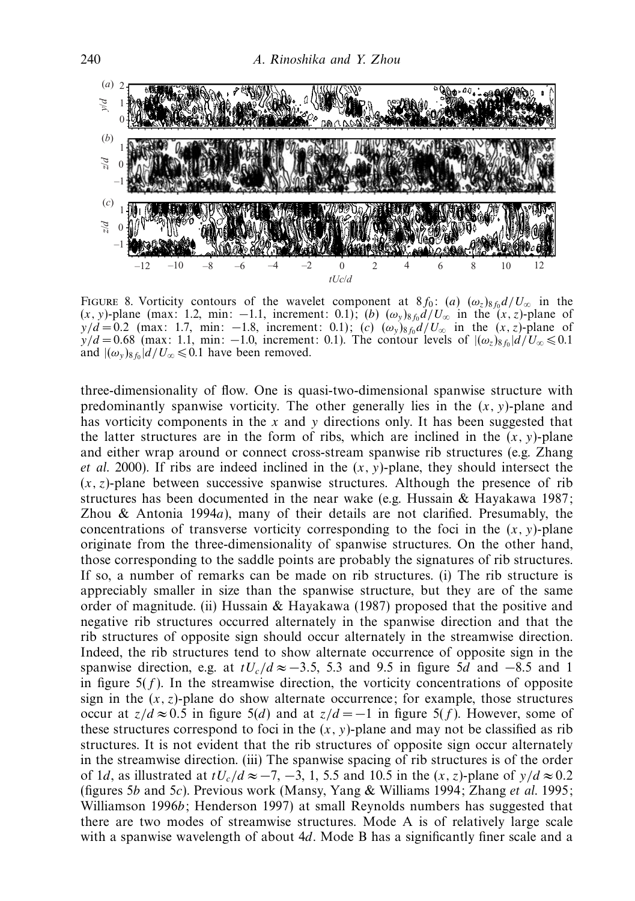FIGURE 8. Vorticity contours of the wavelet component at $8f_0$: (*a*) $(\omega_z)_{8f_0}d/U_\infty$ in the $(x, y)$-plane (max: 1.2, min: −1.1, increment: 0.1); (*b*) $(\omega_y)_{8f_0}d/U_\infty$ in the $(x, z)$-plane of $y/d = 0.2$ (max: 1.7, min: −1.8, increment: 0.1); (*c*) $(\omega_y)_{8f_0}d/U_\infty$ in the $(x, z)$-plane of $y/d = 0.68$ (max: 1.1, min: −1.0, increment: 0.1). The contour levels of $|(\omega_z)_{8f_0}|d/U_\infty \leqslant 0.1$ and $|(\omega_y)_{8f_0}|d/U_\infty \leqslant 0.1$ have been removed.

three-dimensionality of flow. One is quasi-two-dimensional spanwise structure with predominantly spanwise vorticity. The other generally lies in the $(x, y)$-plane and has vorticity components in the $x$ and $y$ directions only. It has been suggested that the latter structures are in the form of ribs, which are inclined in the $(x, y)$-plane and either wrap around or connect cross-stream spanwise rib structures (e.g. Zhang *et al.* 2000). If ribs are indeed inclined in the $(x, y)$-plane, they should intersect the $(x, z)$-plane between successive spanwise structures. Although the presence of rib structures has been documented in the near wake (e.g. Hussain & Hayakawa 1987; Zhou & Antonia 1994*a*), many of their details are not clarified. Presumably, the concentrations of transverse vorticity corresponding to the foci in the $(x, y)$-plane originate from the three-dimensionality of spanwise structures. On the other hand, those corresponding to the saddle points are probably the signatures of rib structures. If so, a number of remarks can be made on rib structures. (i) The rib structure is appreciably smaller in size than the spanwise structure, but they are of the same order of magnitude. (ii) Hussain & Hayakawa (1987) proposed that the positive and negative rib structures occurred alternately in the spanwise direction and that the rib structures of opposite sign should occur alternately in the streamwise direction. Indeed, the rib structures tend to show alternate occurrence of opposite sign in the spanwise direction, e.g. at $tU_c/d \approx -3.5$, 5.3 and 9.5 in figure 5*d* and −8.5 and 1 in figure 5(*f*). In the streamwise direction, the vorticity concentrations of opposite sign in the $(x, z)$-plane do show alternate occurrence; for example, those structures occur at $z/d \approx 0.5$ in figure 5(*d*) and at $z/d = -1$ in figure 5(*f*). However, some of these structures correspond to foci in the $(x, y)$-plane and may not be classified as rib structures. It is not evident that the rib structures of opposite sign occur alternately in the streamwise direction. (iii) The spanwise spacing of rib structures is of the order of $1d$, as illustrated at $tU_c/d \approx -7$, −3, 1, 5.5 and 10.5 in the $(x, z)$-plane of $y/d \approx 0.2$ (figures 5*b* and 5*c*). Previous work (Mansy, Yang & Williams 1994; Zhang *et al.* 1995; Williamson 1996*b*; Henderson 1997) at small Reynolds numbers has suggested that there are two modes of streamwise structures. Mode A is of relatively large scale with a spanwise wavelength of about $4d$. Mode B has a significantly finer scale and a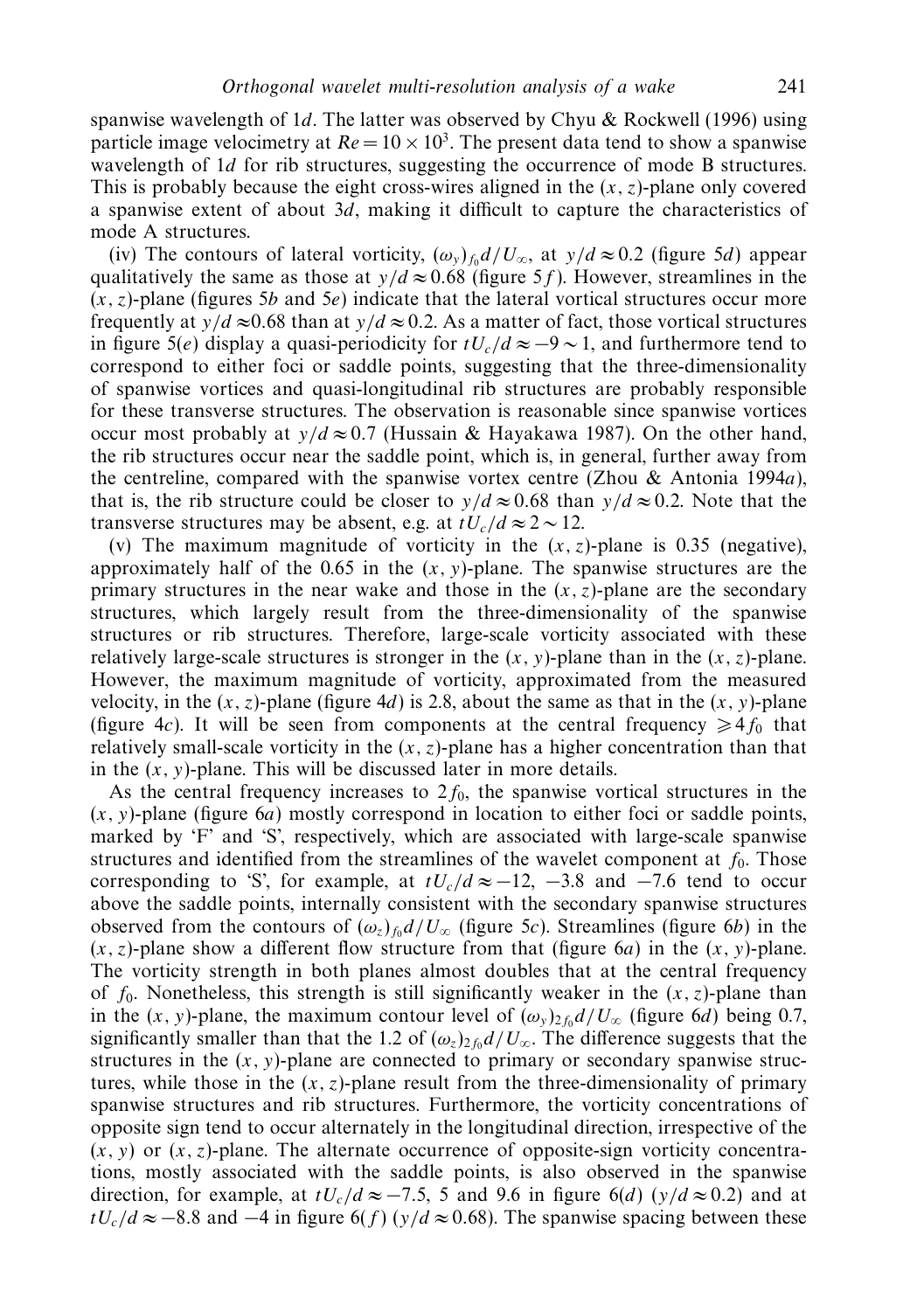spanwise wavelength of 1$d$. The latter was observed by Chyu & Rockwell (1996) using particle image velocimetry at $Re = 10 \times 10^3$. The present data tend to show a spanwise wavelength of 1$d$ for rib structures, suggesting the occurrence of mode B structures. This is probably because the eight cross-wires aligned in the $(x, z)$-plane only covered a spanwise extent of about 3$d$, making it difficult to capture the characteristics of mode A structures.

(iv) The contours of lateral vorticity, $(\omega_y)_{f_0} d/U_\infty$, at $y/d \approx 0.2$ (figure 5$d$) appear qualitatively the same as those at $y/d \approx 0.68$ (figure 5$f$). However, streamlines in the $(x, z)$-plane (figures 5$b$ and 5$e$) indicate that the lateral vortical structures occur more frequently at $y/d \approx 0.68$ than at $y/d \approx 0.2$. As a matter of fact, those vortical structures in figure 5($e$) display a quasi-periodicity for $tU_c/d \approx -9 \sim 1$, and furthermore tend to correspond to either foci or saddle points, suggesting that the three-dimensionality of spanwise vortices and quasi-longitudinal rib structures are probably responsible for these transverse structures. The observation is reasonable since spanwise vortices occur most probably at $y/d \approx 0.7$ (Hussain & Hayakawa 1987). On the other hand, the rib structures occur near the saddle point, which is, in general, further away from the centreline, compared with the spanwise vortex centre (Zhou & Antonia 1994$a$), that is, the rib structure could be closer to $y/d \approx 0.68$ than $y/d \approx 0.2$. Note that the transverse structures may be absent, e.g. at $tU_c/d \approx 2 \sim 12$.

(v) The maximum magnitude of vorticity in the $(x, z)$-plane is 0.35 (negative), approximately half of the 0.65 in the $(x, y)$-plane. The spanwise structures are the primary structures in the near wake and those in the $(x, z)$-plane are the secondary structures, which largely result from the three-dimensionality of the spanwise structures or rib structures. Therefore, large-scale vorticity associated with these relatively large-scale structures is stronger in the $(x, y)$-plane than in the $(x, z)$-plane. However, the maximum magnitude of vorticity, approximated from the measured velocity, in the $(x, z)$-plane (figure 4$d$) is 2.8, about the same as that in the $(x, y)$-plane (figure 4$c$). It will be seen from components at the central frequency $\geqslant 4f_0$ that relatively small-scale vorticity in the $(x, z)$-plane has a higher concentration than that in the $(x, y)$-plane. This will be discussed later in more details.

As the central frequency increases to $2f_0$, the spanwise vortical structures in the $(x, y)$-plane (figure 6$a$) mostly correspond in location to either foci or saddle points, marked by 'F' and 'S', respectively, which are associated with large-scale spanwise structures and identified from the streamlines of the wavelet component at $f_0$. Those corresponding to 'S', for example, at $tU_c/d \approx -12$, $-3.8$ and $-7.6$ tend to occur above the saddle points, internally consistent with the secondary spanwise structures observed from the contours of $(\omega_z)_{f_0} d/U_\infty$ (figure 5$c$). Streamlines (figure 6$b$) in the $(x, z)$-plane show a different flow structure from that (figure 6$a$) in the $(x, y)$-plane. The vorticity strength in both planes almost doubles that at the central frequency of $f_0$. Nonetheless, this strength is still significantly weaker in the $(x, z)$-plane than in the $(x, y)$-plane, the maximum contour level of $(\omega_y)_{2f_0} d/U_\infty$ (figure 6$d$) being 0.7, significantly smaller than that the 1.2 of $(\omega_z)_{2f_0} d/U_\infty$. The difference suggests that the structures in the $(x, y)$-plane are connected to primary or secondary spanwise structures, while those in the $(x, z)$-plane result from the three-dimensionality of primary spanwise structures and rib structures. Furthermore, the vorticity concentrations of opposite sign tend to occur alternately in the longitudinal direction, irrespective of the $(x, y)$ or $(x, z)$-plane. The alternate occurrence of opposite-sign vorticity concentrations, mostly associated with the saddle points, is also observed in the spanwise direction, for example, at $tU_c/d \approx -7.5$, 5 and 9.6 in figure 6($d$) ($y/d \approx 0.2$) and at $tU_c/d \approx -8.8$ and $-4$ in figure 6($f$) ($y/d \approx 0.68$). The spanwise spacing between these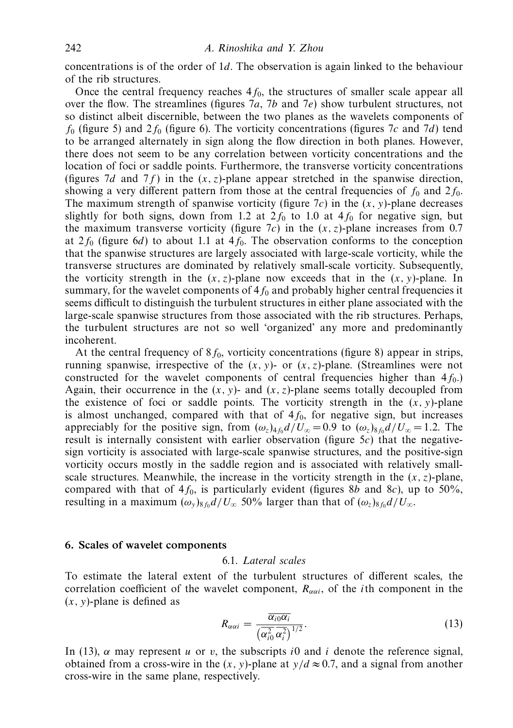concentrations is of the order of $1d$. The observation is again linked to the behaviour of the rib structures.

Once the central frequency reaches $4f_0$, the structures of smaller scale appear all over the flow. The streamlines (figures 7*a*, 7*b* and 7*e*) show turbulent structures, not so distinct albeit discernible, between the two planes as the wavelets components of $f_0$ (figure 5) and $2f_0$ (figure 6). The vorticity concentrations (figures 7*c* and 7*d*) tend to be arranged alternately in sign along the flow direction in both planes. However, there does not seem to be any correlation between vorticity concentrations and the location of foci or saddle points. Furthermore, the transverse vorticity concentrations (figures 7*d* and 7*f*) in the $(x, z)$-plane appear stretched in the spanwise direction, showing a very different pattern from those at the central frequencies of $f_0$ and $2f_0$. The maximum strength of spanwise vorticity (figure 7*c*) in the $(x, y)$-plane decreases slightly for both signs, down from 1.2 at $2f_0$ to 1.0 at $4f_0$ for negative sign, but the maximum transverse vorticity (figure 7*c*) in the $(x, z)$-plane increases from 0.7 at $2f_0$ (figure 6*d*) to about 1.1 at $4f_0$. The observation conforms to the conception that the spanwise structures are largely associated with large-scale vorticity, while the transverse structures are dominated by relatively small-scale vorticity. Subsequently, the vorticity strength in the $(x, z)$-plane now exceeds that in the $(x, y)$-plane. In summary, for the wavelet components of $4f_0$ and probably higher central frequencies it seems difficult to distinguish the turbulent structures in either plane associated with the large-scale spanwise structures from those associated with the rib structures. Perhaps, the turbulent structures are not so well 'organized' any more and predominantly incoherent.

At the central frequency of $8f_0$, vorticity concentrations (figure 8) appear in strips, running spanwise, irrespective of the $(x, y)$- or $(x, z)$-plane. (Streamlines were not constructed for the wavelet components of central frequencies higher than $4f_0$.) Again, their occurrence in the $(x, y)$- and $(x, z)$-plane seems totally decoupled from the existence of foci or saddle points. The vorticity strength in the $(x, y)$-plane is almost unchanged, compared with that of $4f_0$, for negative sign, but increases appreciably for the positive sign, from $(\omega_z)_{4f_0}d/U_\infty = 0.9$ to $(\omega_z)_{8f_0}d/U_\infty = 1.2$. The result is internally consistent with earlier observation (figure 5*c*) that the negative-sign vorticity is associated with large-scale spanwise structures, and the positive-sign vorticity occurs mostly in the saddle region and is associated with relatively small-scale structures. Meanwhile, the increase in the vorticity strength in the $(x, z)$-plane, compared with that of $4f_0$, is particularly evident (figures 8*b* and 8*c*), up to 50%, resulting in a maximum $(\omega_y)_{8f_0}d/U_\infty$ 50% larger than that of $(\omega_z)_{8f_0}d/U_\infty$.

## 6. Scales of wavelet components

### 6.1. *Lateral scales*

To estimate the lateral extent of the turbulent structures of different scales, the correlation coefficient of the wavelet component, $R_{\alpha\alpha i}$, of the $i$th component in the $(x, y)$-plane is defined as

$$R_{\alpha\alpha i} = \frac{\overline{\alpha_{i0}\alpha_i}}{\left(\overline{\alpha_{i0}^2}\,\overline{\alpha_i^2}\right)^{1/2}}. \tag{13}$$

In (13), $\alpha$ may represent $u$ or $v$, the subscripts $i0$ and $i$ denote the reference signal, obtained from a cross-wire in the $(x, y)$-plane at $y/d \approx 0.7$, and a signal from another cross-wire in the same plane, respectively.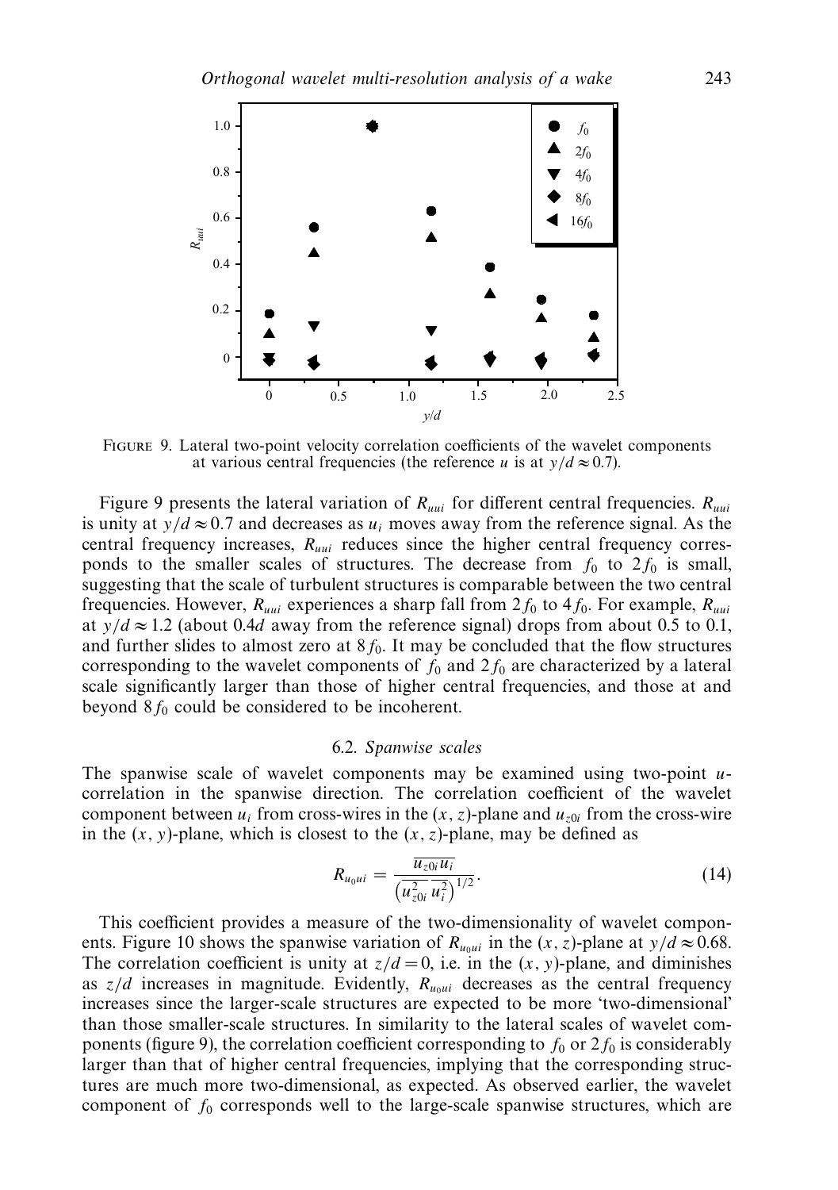Figure 9. Lateral two-point velocity correlation coefficients of the wavelet components at various central frequencies (the reference $u$ is at $y/d \approx 0.7$).

Figure 9 presents the lateral variation of $R_{uui}$ for different central frequencies. $R_{uui}$ is unity at $y/d \approx 0.7$ and decreases as $u_i$ moves away from the reference signal. As the central frequency increases, $R_{uui}$ reduces since the higher central frequency corresponds to the smaller scales of structures. The decrease from $f_0$ to $2f_0$ is small, suggesting that the scale of turbulent structures is comparable between the two central frequencies. However, $R_{uui}$ experiences a sharp fall from $2f_0$ to $4f_0$. For example, $R_{uui}$ at $y/d \approx 1.2$ (about $0.4d$ away from the reference signal) drops from about 0.5 to 0.1, and further slides to almost zero at $8f_0$. It may be concluded that the flow structures corresponding to the wavelet components of $f_0$ and $2f_0$ are characterized by a lateral scale significantly larger than those of higher central frequencies, and those at and beyond $8f_0$ could be considered to be incoherent.

### 6.2. *Spanwise scales*

The spanwise scale of wavelet components may be examined using two-point $u$-correlation in the spanwise direction. The correlation coefficient of the wavelet component between $u_i$ from cross-wires in the $(x, z)$-plane and $u_{z0i}$ from the cross-wire in the $(x, y)$-plane, which is closest to the $(x, z)$-plane, may be defined as

$$R_{u_0ui} = \frac{\overline{u_{z0i}u_i}}{\left(\overline{u_{z0i}^2}\,\overline{u_i^2}\right)^{1/2}}. \tag{14}$$

This coefficient provides a measure of the two-dimensionality of wavelet components. Figure 10 shows the spanwise variation of $R_{u_0ui}$ in the $(x, z)$-plane at $y/d \approx 0.68$. The correlation coefficient is unity at $z/d = 0$, i.e. in the $(x, y)$-plane, and diminishes as $z/d$ increases in magnitude. Evidently, $R_{u_0ui}$ decreases as the central frequency increases since the larger-scale structures are expected to be more 'two-dimensional' than those smaller-scale structures. In similarity to the lateral scales of wavelet components (figure 9), the correlation coefficient corresponding to $f_0$ or $2f_0$ is considerably larger than that of higher central frequencies, implying that the corresponding structures are much more two-dimensional, as expected. As observed earlier, the wavelet component of $f_0$ corresponds well to the large-scale spanwise structures, which are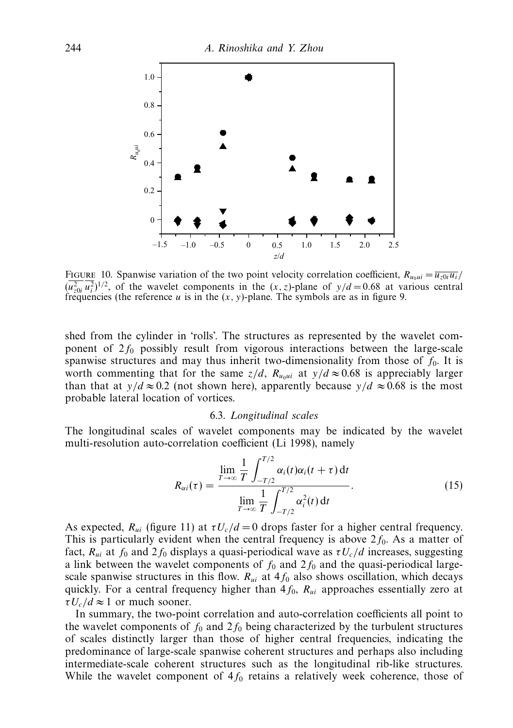FIGURE 10. Spanwise variation of the two point velocity correlation coefficient, $R_{u_0ui} = \overline{u_{z0i}u_i}/(\overline{u_{z0i}^2}\,\overline{u_i^2})^{1/2}$, of the wavelet components in the $(x, z)$-plane of $y/d = 0.68$ at various central frequencies (the reference $u$ is in the $(x, y)$-plane. The symbols are as in figure 9.

shed from the cylinder in 'rolls'. The structures as represented by the wavelet component of $2f_0$ possibly result from vigorous interactions between the large-scale spanwise structures and may thus inherit two-dimensionality from those of $f_0$. It is worth commenting that for the same $z/d$, $R_{u_0ui}$ at $y/d \approx 0.68$ is appreciably larger than that at $y/d \approx 0.2$ (not shown here), apparently because $y/d \approx 0.68$ is the most probable lateral location of vortices.

### 6.3. *Longitudinal scales*

The longitudinal scales of wavelet components may be indicated by the wavelet multi-resolution auto-correlation coefficient (Li 1998), namely

$$R_{\alpha i}(\tau) = \frac{\displaystyle\lim_{T\to\infty} \frac{1}{T} \int_{-T/2}^{T/2} \alpha_i(t)\alpha_i(t+\tau)\,\mathrm{d}t}{\displaystyle\lim_{T\to\infty} \frac{1}{T} \int_{-T/2}^{T/2} \alpha_i^2(t)\,\mathrm{d}t}. \tag{15}$$

As expected, $R_{ui}$ (figure 11) at $\tau U_c/d = 0$ drops faster for a higher central frequency. This is particularly evident when the central frequency is above $2f_0$. As a matter of fact, $R_{ui}$ at $f_0$ and $2f_0$ displays a quasi-periodical wave as $\tau U_c/d$ increases, suggesting a link between the wavelet components of $f_0$ and $2f_0$ and the quasi-periodical large-scale spanwise structures in this flow. $R_{ui}$ at $4f_0$ also shows oscillation, which decays quickly. For a central frequency higher than $4f_0$, $R_{ui}$ approaches essentially zero at $\tau U_c/d \approx 1$ or much sooner.

In summary, the two-point correlation and auto-correlation coefficients all point to the wavelet components of $f_0$ and $2f_0$ being characterized by the turbulent structures of scales distinctly larger than those of higher central frequencies, indicating the predominance of large-scale spanwise coherent structures and perhaps also including intermediate-scale coherent structures such as the longitudinal rib-like structures. While the wavelet component of $4f_0$ retains a relatively week coherence, those of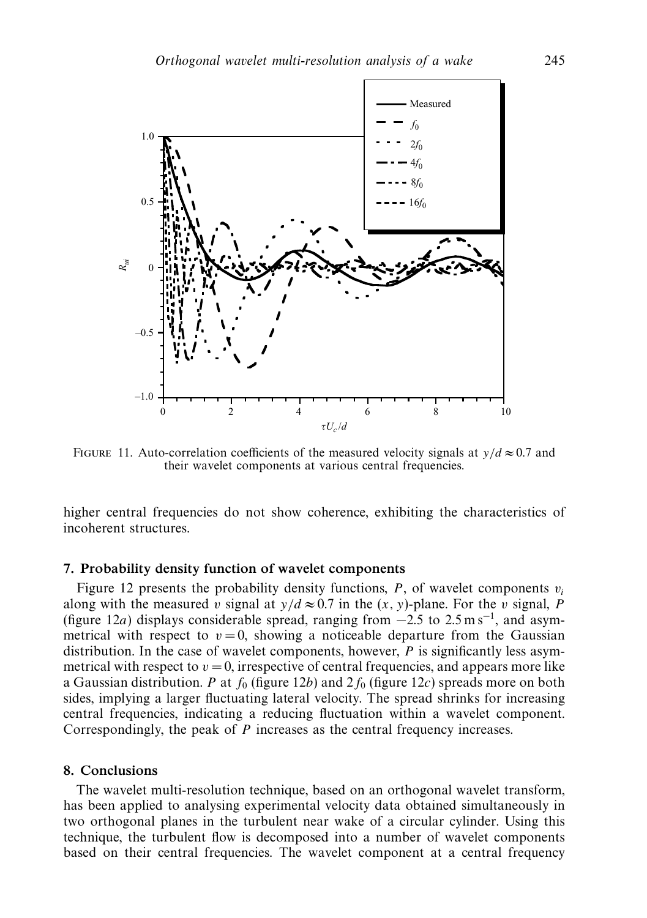FIGURE 11. Auto-correlation coefficients of the measured velocity signals at $y/d \approx 0.7$ and their wavelet components at various central frequencies.

higher central frequencies do not show coherence, exhibiting the characteristics of incoherent structures.

## 7. Probability density function of wavelet components

Figure 12 presents the probability density functions, $P$, of wavelet components $v_i$ along with the measured $v$ signal at $y/d \approx 0.7$ in the $(x, y)$-plane. For the $v$ signal, $P$ (figure 12*a*) displays considerable spread, ranging from $-2.5$ to $2.5\,\mathrm{m\,s^{-1}}$, and asymmetrical with respect to $v = 0$, showing a noticeable departure from the Gaussian distribution. In the case of wavelet components, however, $P$ is significantly less asymmetrical with respect to $v = 0$, irrespective of central frequencies, and appears more like a Gaussian distribution. $P$ at $f_0$ (figure 12*b*) and $2f_0$ (figure 12*c*) spreads more on both sides, implying a larger fluctuating lateral velocity. The spread shrinks for increasing central frequencies, indicating a reducing fluctuation within a wavelet component. Correspondingly, the peak of $P$ increases as the central frequency increases.

## 8. Conclusions

The wavelet multi-resolution technique, based on an orthogonal wavelet transform, has been applied to analysing experimental velocity data obtained simultaneously in two orthogonal planes in the turbulent near wake of a circular cylinder. Using this technique, the turbulent flow is decomposed into a number of wavelet components based on their central frequencies. The wavelet component at a central frequency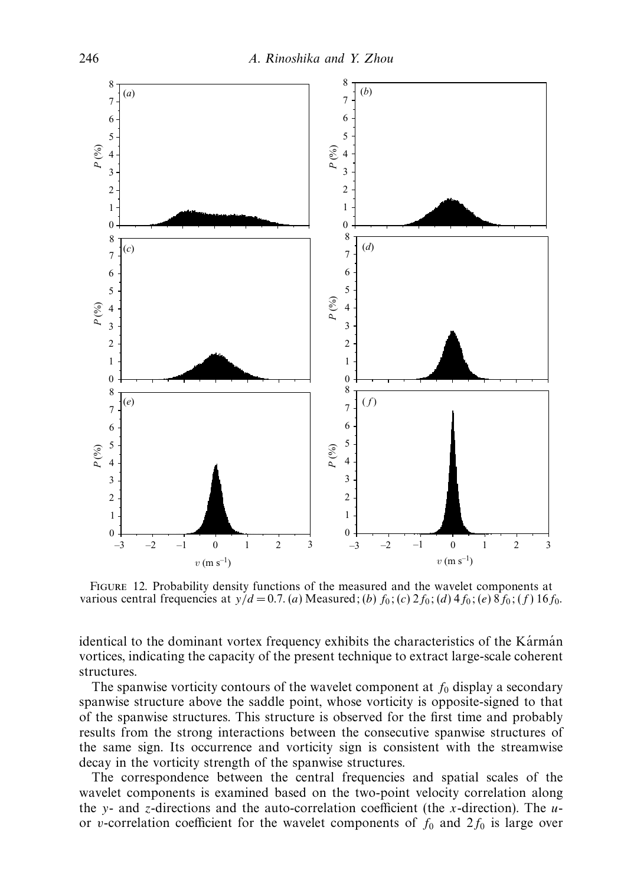FIGURE 12. Probability density functions of the measured and the wavelet components at various central frequencies at $y/d = 0.7$. (*a*) Measured; (*b*) $f_0$; (*c*) $2f_0$; (*d*) $4f_0$; (*e*) $8f_0$; (*f*) $16f_0$.

identical to the dominant vortex frequency exhibits the characteristics of the Kármán vortices, indicating the capacity of the present technique to extract large-scale coherent structures.

The spanwise vorticity contours of the wavelet component at $f_0$ display a secondary spanwise structure above the saddle point, whose vorticity is opposite-signed to that of the spanwise structures. This structure is observed for the first time and probably results from the strong interactions between the consecutive spanwise structures of the same sign. Its occurrence and vorticity sign is consistent with the streamwise decay in the vorticity strength of the spanwise structures.

The correspondence between the central frequencies and spatial scales of the wavelet components is examined based on the two-point velocity correlation along the $y$- and $z$-directions and the auto-correlation coefficient (the $x$-direction). The $u$- or $v$-correlation coefficient for the wavelet components of $f_0$ and $2f_0$ is large over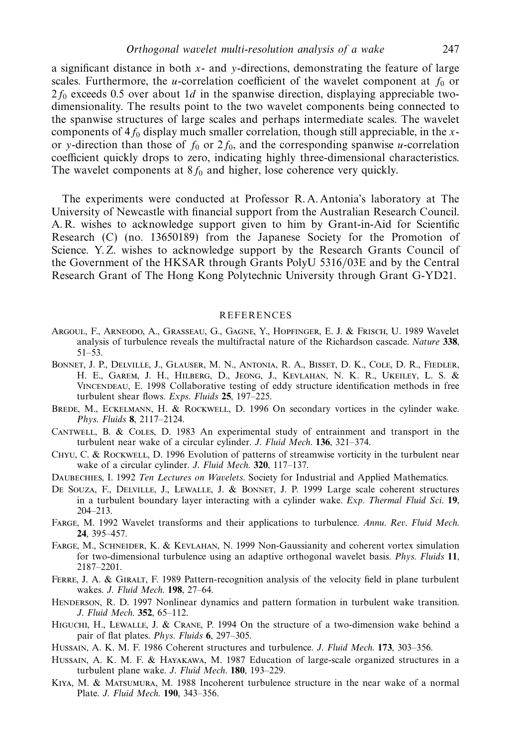a significant distance in both $x$- and $y$-directions, demonstrating the feature of large scales. Furthermore, the $u$-correlation coefficient of the wavelet component at $f_0$ or $2f_0$ exceeds 0.5 over about $1d$ in the spanwise direction, displaying appreciable two-dimensionality. The results point to the two wavelet components being connected to the spanwise structures of large scales and perhaps intermediate scales. The wavelet components of $4f_0$ display much smaller correlation, though still appreciable, in the $x$- or $y$-direction than those of $f_0$ or $2f_0$, and the corresponding spanwise $u$-correlation coefficient quickly drops to zero, indicating highly three-dimensional characteristics. The wavelet components at $8f_0$ and higher, lose coherence very quickly.

The experiments were conducted at Professor R. A. Antonia's laboratory at The University of Newcastle with financial support from the Australian Research Council. A. R. wishes to acknowledge support given to him by Grant-in-Aid for Scientific Research (C) (no. 13650189) from the Japanese Society for the Promotion of Science. Y. Z. wishes to acknowledge support by the Research Grants Council of the Government of the HKSAR through Grants PolyU 5316/03E and by the Central Research Grant of The Hong Kong Polytechnic University through Grant G-YD21.

## REFERENCES

Argoul, F., Arneodo, A., Grasseau, G., Gagne, Y., Hopfinger, E. J. & Frisch, U. 1989 Wavelet analysis of turbulence reveals the multifractal nature of the Richardson cascade. *Nature* **338**, 51–53.

Bonnet, J. P., Delville, J., Glauser, M. N., Antonia, R. A., Bisset, D. K., Cole, D. R., Fiedler, H. E., Garem, J. H., Hilberg, D., Jeong, J., Kevlahan, N. K. R., Ukeiley, L. S. & Vincendeau, E. 1998 Collaborative testing of eddy structure identification methods in free turbulent shear flows. *Exps. Fluids* **25**, 197–225.

Brede, M., Eckelmann, H. & Rockwell, D. 1996 On secondary vortices in the cylinder wake. *Phys. Fluids* **8**, 2117–2124.

Cantwell, B. & Coles, D. 1983 An experimental study of entrainment and transport in the turbulent near wake of a circular cylinder. *J. Fluid Mech.* **136**, 321–374.

Chyu, C. & Rockwell, D. 1996 Evolution of patterns of streamwise vorticity in the turbulent near wake of a circular cylinder. *J. Fluid Mech.* **320**, 117–137.

Daubechies, I. 1992 *Ten Lectures on Wavelets*. Society for Industrial and Applied Mathematics.

De Souza, F., Delville, J., Lewalle, J. & Bonnet, J. P. 1999 Large scale coherent structures in a turbulent boundary layer interacting with a cylinder wake. *Exp. Thermal Fluid Sci.* **19**, 204–213.

Farge, M. 1992 Wavelet transforms and their applications to turbulence. *Annu. Rev. Fluid Mech.* **24**, 395–457.

Farge, M., Schneider, K. & Kevlahan, N. 1999 Non-Gaussianity and coherent vortex simulation for two-dimensional turbulence using an adaptive orthogonal wavelet basis. *Phys. Fluids* **11**, 2187–2201.

Ferre, J. A. & Giralt, F. 1989 Pattern-recognition analysis of the velocity field in plane turbulent wakes. *J. Fluid Mech.* **198**, 27–64.

Henderson, R. D. 1997 Nonlinear dynamics and pattern formation in turbulent wake transition. *J. Fluid Mech.* **352**, 65–112.

Higuchi, H., Lewalle, J. & Crane, P. 1994 On the structure of a two-dimension wake behind a pair of flat plates. *Phys. Fluids* **6**, 297–305.

Hussain, A. K. M. F. 1986 Coherent structures and turbulence. *J. Fluid Mech.* **173**, 303–356.

Hussain, A. K. M. F. & Hayakawa, M. 1987 Education of large-scale organized structures in a turbulent plane wake. *J. Fluid Mech.* **180**, 193–229.

Kiya, M. & Matsumura, M. 1988 Incoherent turbulence structure in the near wake of a normal Plate. *J. Fluid Mech.* **190**, 343–356.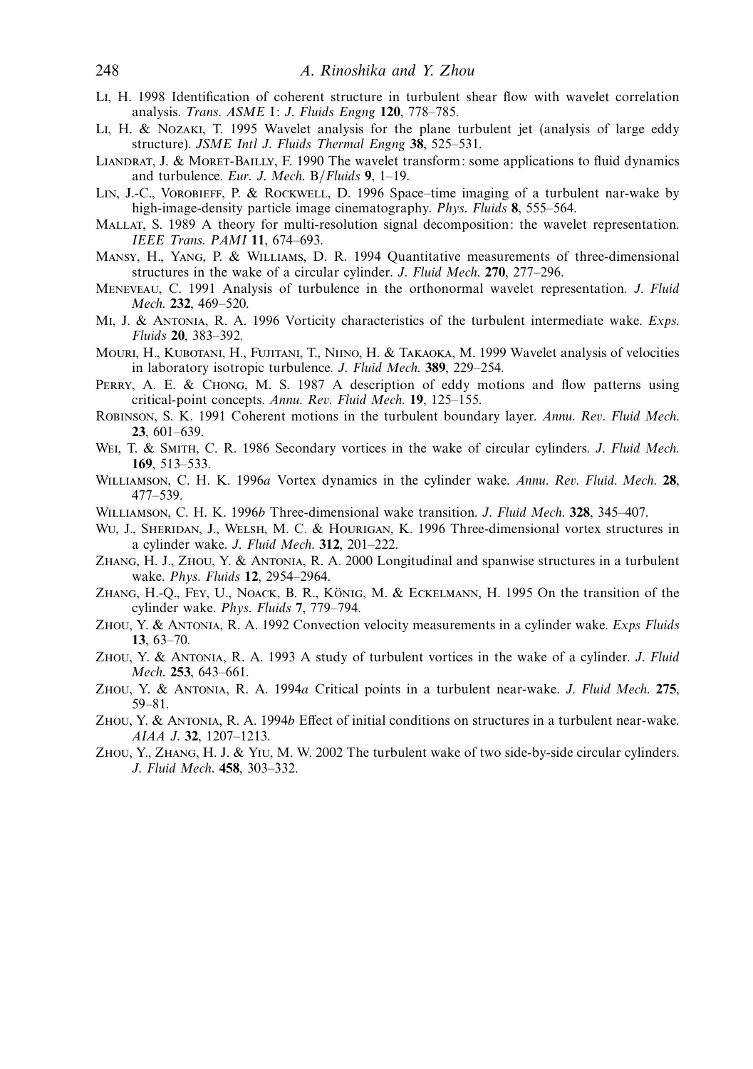Li, H. 1998 Identification of coherent structure in turbulent shear flow with wavelet correlation analysis. *Trans. ASME* I: *J. Fluids Engng* **120**, 778–785.

Li, H. & Nozaki, T. 1995 Wavelet analysis for the plane turbulent jet (analysis of large eddy structure). *JSME Intl J. Fluids Thermal Engng* **38**, 525–531.

Liandrat, J. & Moret-Bailly, F. 1990 The wavelet transform: some applications to fluid dynamics and turbulence. *Eur. J. Mech.* B/*Fluids* **9**, 1–19.

Lin, J.-C., Vorobieff, P. & Rockwell, D. 1996 Space–time imaging of a turbulent nar-wake by high-image-density particle image cinematography. *Phys. Fluids* **8**, 555–564.

Mallat, S. 1989 A theory for multi-resolution signal decomposition: the wavelet representation. *IEEE Trans. PAMI* **11**, 674–693.

Mansy, H., Yang, P. & Williams, D. R. 1994 Quantitative measurements of three-dimensional structures in the wake of a circular cylinder. *J. Fluid Mech.* **270**, 277–296.

Meneveau, C. 1991 Analysis of turbulence in the orthonormal wavelet representation. *J. Fluid Mech.* **232**, 469–520.

Mi, J. & Antonia, R. A. 1996 Vorticity characteristics of the turbulent intermediate wake. *Exps. Fluids* **20**, 383–392.

Mouri, H., Kubotani, H., Fujitani, T., Niino, H. & Takaoka, M. 1999 Wavelet analysis of velocities in laboratory isotropic turbulence. *J. Fluid Mech.* **389**, 229–254.

Perry, A. E. & Chong, M. S. 1987 A description of eddy motions and flow patterns using critical-point concepts. *Annu. Rev. Fluid Mech.* **19**, 125–155.

Robinson, S. K. 1991 Coherent motions in the turbulent boundary layer. *Annu. Rev. Fluid Mech.* **23**, 601–639.

Wei, T. & Smith, C. R. 1986 Secondary vortices in the wake of circular cylinders. *J. Fluid Mech.* **169**, 513–533.

Williamson, C. H. K. 1996*a* Vortex dynamics in the cylinder wake. *Annu. Rev. Fluid. Mech.* **28**, 477–539.

Williamson, C. H. K. 1996*b* Three-dimensional wake transition. *J. Fluid Mech.* **328**, 345–407.

Wu, J., Sheridan, J., Welsh, M. C. & Hourigan, K. 1996 Three-dimensional vortex structures in a cylinder wake. *J. Fluid Mech.* **312**, 201–222.

Zhang, H. J., Zhou, Y. & Antonia, R. A. 2000 Longitudinal and spanwise structures in a turbulent wake. *Phys. Fluids* **12**, 2954–2964.

Zhang, H.-Q., Fey, U., Noack, B. R., König, M. & Eckelmann, H. 1995 On the transition of the cylinder wake. *Phys. Fluids* **7**, 779–794.

Zhou, Y. & Antonia, R. A. 1992 Convection velocity measurements in a cylinder wake. *Exps Fluids* **13**, 63–70.

Zhou, Y. & Antonia, R. A. 1993 A study of turbulent vortices in the wake of a cylinder. *J. Fluid Mech.* **253**, 643–661.

Zhou, Y. & Antonia, R. A. 1994*a* Critical points in a turbulent near-wake. *J. Fluid Mech.* **275**, 59–81.

Zhou, Y. & Antonia, R. A. 1994*b* Effect of initial conditions on structures in a turbulent near-wake. *AIAA J.* **32**, 1207–1213.

Zhou, Y., Zhang, H. J. & Yiu, M. W. 2002 The turbulent wake of two side-by-side circular cylinders. *J. Fluid Mech.* **458**, 303–332.